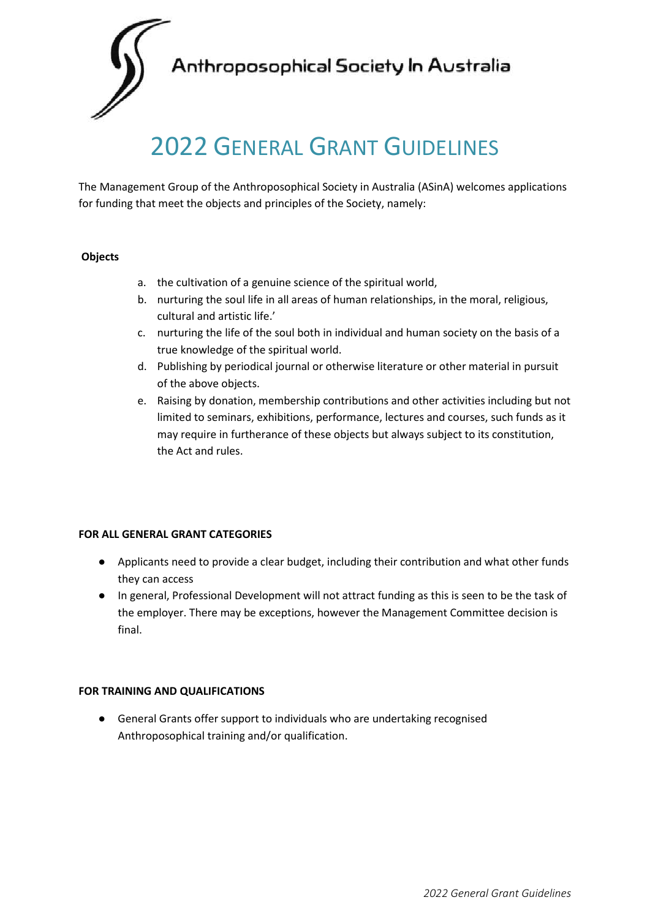Anthroposophical Society In Australia

# 2022 General Grant Guidelines

The Management Group of the Anthroposophical Society in Australia (ASinA) welcomes applications for funding that meet the objects and principles of the Society, namely:

**Objects**

a. the cultivation of a genuine science of the spiritual world,
b. nurturing the soul life in all areas of human relationships, in the moral, religious, cultural and artistic life.'
c. nurturing the life of the soul both in individual and human society on the basis of a true knowledge of the spiritual world.
d. Publishing by periodical journal or otherwise literature or other material in pursuit of the above objects.
e. Raising by donation, membership contributions and other activities including but not limited to seminars, exhibitions, performance, lectures and courses, such funds as it may require in furtherance of these objects but always subject to its constitution, the Act and rules.

**FOR ALL GENERAL GRANT CATEGORIES**

- Applicants need to provide a clear budget, including their contribution and what other funds they can access
- In general, Professional Development will not attract funding as this is seen to be the task of the employer. There may be exceptions, however the Management Committee decision is final.

**FOR TRAINING AND QUALIFICATIONS**

- General Grants offer support to individuals who are undertaking recognised Anthroposophical training and/or qualification.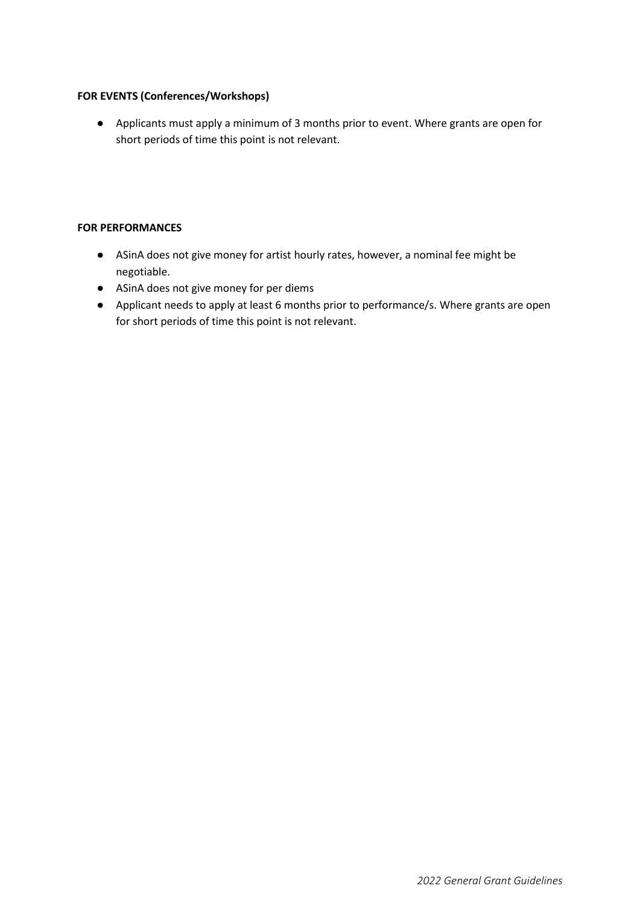**FOR EVENTS (Conferences/Workshops)**

- Applicants must apply a minimum of 3 months prior to event. Where grants are open for short periods of time this point is not relevant.

**FOR PERFORMANCES**

- ASinA does not give money for artist hourly rates, however, a nominal fee might be negotiable.
- ASinA does not give money for per diems
- Applicant needs to apply at least 6 months prior to performance/s. Where grants are open for short periods of time this point is not relevant.